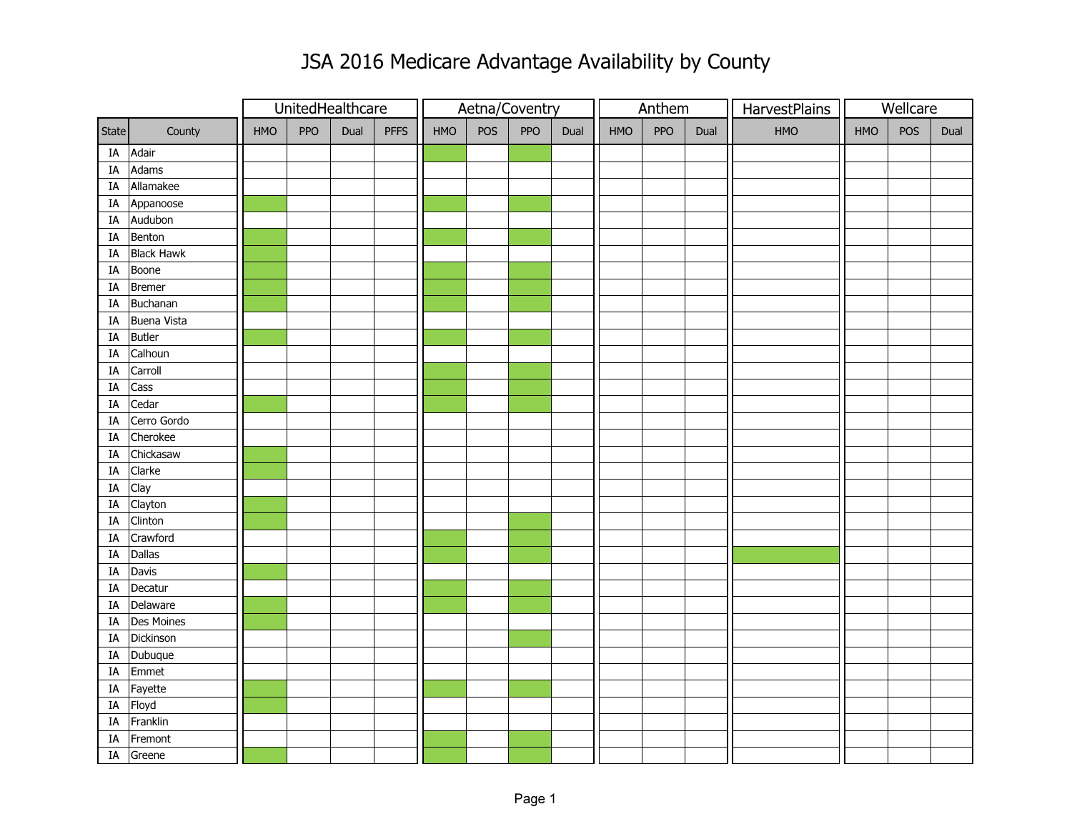# JSA 2016 Medicare Advantage Availability by County

| | | UnitedHealthcare | | | | Aetna/Coventry | | | | Anthem | | | HarvestPlains | Wellcare | | |
|---|---|---|---|---|---|---|---|---|---|---|---|---|---|---|---|---|
| State | County | HMO | PPO | Dual | PFFS | HMO | POS | PPO | Dual | HMO | PPO | Dual | HMO | HMO | POS | Dual |
| IA | Adair | | | | | X | | X | | | | | | | | |
| IA | Adams | | | | | | | | | | | | | | | |
| IA | Allamakee | | | | | | | | | | | | | | | |
| IA | Appanoose | X | | | | X | | X | | | | | | | | |
| IA | Audubon | | | | | | | | | | | | | | | |
| IA | Benton | X | | | | X | | X | | | | | | | | |
| IA | Black Hawk | X | | | | | | | | | | | | | | |
| IA | Boone | X | | | | X | | X | | | | | | | | |
| IA | Bremer | X | | | | X | | X | | | | | | | | |
| IA | Buchanan | X | | | | X | | X | | | | | | | | |
| IA | Buena Vista | | | | | | | | | | | | | | | |
| IA | Butler | X | | | | X | | X | | | | | | | | |
| IA | Calhoun | | | | | | | | | | | | | | | |
| IA | Carroll | | | | | X | | X | | | | | | | | |
| IA | Cass | | | | | X | | X | | | | | | | | |
| IA | Cedar | X | | | | X | | X | | | | | | | | |
| IA | Cerro Gordo | | | | | | | | | | | | | | | |
| IA | Cherokee | | | | | | | | | | | | | | | |
| IA | Chickasaw | X | | | | | | | | | | | | | | |
| IA | Clarke | X | | | | | | | | | | | | | | |
| IA | Clay | | | | | | | | | | | | | | | |
| IA | Clayton | X | | | | | | | | | | | | | | |
| IA | Clinton | X | | | | | | X | | | | | | | | |
| IA | Crawford | | | | | X | | X | | | | | | | | |
| IA | Dallas | | | | | X | | X | | | | | X | | | |
| IA | Davis | X | | | | | | | | | | | | | | |
| IA | Decatur | | | | | X | | X | | | | | | | | |
| IA | Delaware | X | | | | X | | X | | | | | | | | |
| IA | Des Moines | X | | | | | | | | | | | | | | |
| IA | Dickinson | | | | | | | X | | | | | | | | |
| IA | Dubuque | | | | | | | | | | | | | | | |
| IA | Emmet | | | | | | | | | | | | | | | |
| IA | Fayette | X | | | | X | | X | | | | | | | | |
| IA | Floyd | X | | | | | | | | | | | | | | |
| IA | Franklin | | | | | | | | | | | | | | | |
| IA | Fremont | | | | | X | | X | | | | | | | | |
| IA | Greene | X | | | | X | | X | | | | | | | | |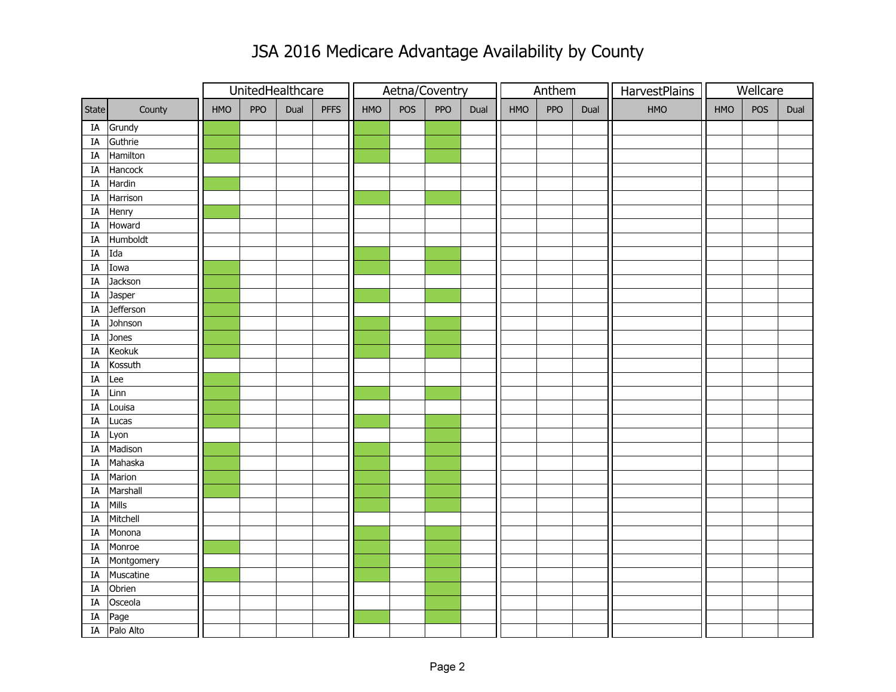# JSA 2016 Medicare Advantage Availability by County

Shaded (available) cells are marked with ✓.

| | | UnitedHealthcare | | | | Aetna/Coventry | | | | Anthem | | | HarvestPlains | Wellcare | | |
|---|---|---|---|---|---|---|---|---|---|---|---|---|---|---|---|---|
| State | County | HMO | PPO | Dual | PFFS | HMO | POS | PPO | Dual | HMO | PPO | Dual | HMO | HMO | POS | Dual |
| IA | Grundy | ✓ | | | | ✓ | | ✓ | | | | | | | | |
| IA | Guthrie | ✓ | | | | ✓ | | ✓ | | | | | | | | |
| IA | Hamilton | ✓ | | | | ✓ | | ✓ | | | | | | | | |
| IA | Hancock | | | | | | | | | | | | | | | |
| IA | Hardin | ✓ | | | | | | | | | | | | | | |
| IA | Harrison | | | | | ✓ | | ✓ | | | | | | | | |
| IA | Henry | ✓ | | | | | | | | | | | | | | |
| IA | Howard | | | | | | | | | | | | | | | |
| IA | Humboldt | | | | | | | | | | | | | | | |
| IA | Ida | | | | | ✓ | | ✓ | | | | | | | | |
| IA | Iowa | ✓ | | | | ✓ | | ✓ | | | | | | | | |
| IA | Jackson | ✓ | | | | | | | | | | | | | | |
| IA | Jasper | ✓ | | | | ✓ | | ✓ | | | | | | | | |
| IA | Jefferson | ✓ | | | | | | | | | | | | | | |
| IA | Johnson | ✓ | | | | ✓ | | ✓ | | | | | | | | |
| IA | Jones | ✓ | | | | ✓ | | ✓ | | | | | | | | |
| IA | Keokuk | ✓ | | | | ✓ | | ✓ | | | | | | | | |
| IA | Kossuth | | | | | | | | | | | | | | | |
| IA | Lee | ✓ | | | | | | | | | | | | | | |
| IA | Linn | ✓ | | | | ✓ | | ✓ | | | | | | | | |
| IA | Louisa | ✓ | | | | | | | | | | | | | | |
| IA | Lucas | ✓ | | | | ✓ | | ✓ | | | | | | | | |
| IA | Lyon | | | | | | | ✓ | | | | | | | | |
| IA | Madison | ✓ | | | | ✓ | | ✓ | | | | | | | | |
| IA | Mahaska | ✓ | | | | ✓ | | ✓ | | | | | | | | |
| IA | Marion | ✓ | | | | ✓ | | ✓ | | | | | | | | |
| IA | Marshall | ✓ | | | | ✓ | | ✓ | | | | | | | | |
| IA | Mills | | | | | ✓ | | ✓ | | | | | | | | |
| IA | Mitchell | | | | | | | | | | | | | | | |
| IA | Monona | | | | | ✓ | | ✓ | | | | | | | | |
| IA | Monroe | ✓ | | | | ✓ | | ✓ | | | | | | | | |
| IA | Montgomery | | | | | ✓ | | ✓ | | | | | | | | |
| IA | Muscatine | ✓ | | | | ✓ | | ✓ | | | | | | | | |
| IA | Obrien | | | | | | | ✓ | | | | | | | | |
| IA | Osceola | | | | | | | ✓ | | | | | | | | |
| IA | Page | | | | | ✓ | | ✓ | | | | | | | | |
| IA | Palo Alto | | | | | | | | | | | | | | | |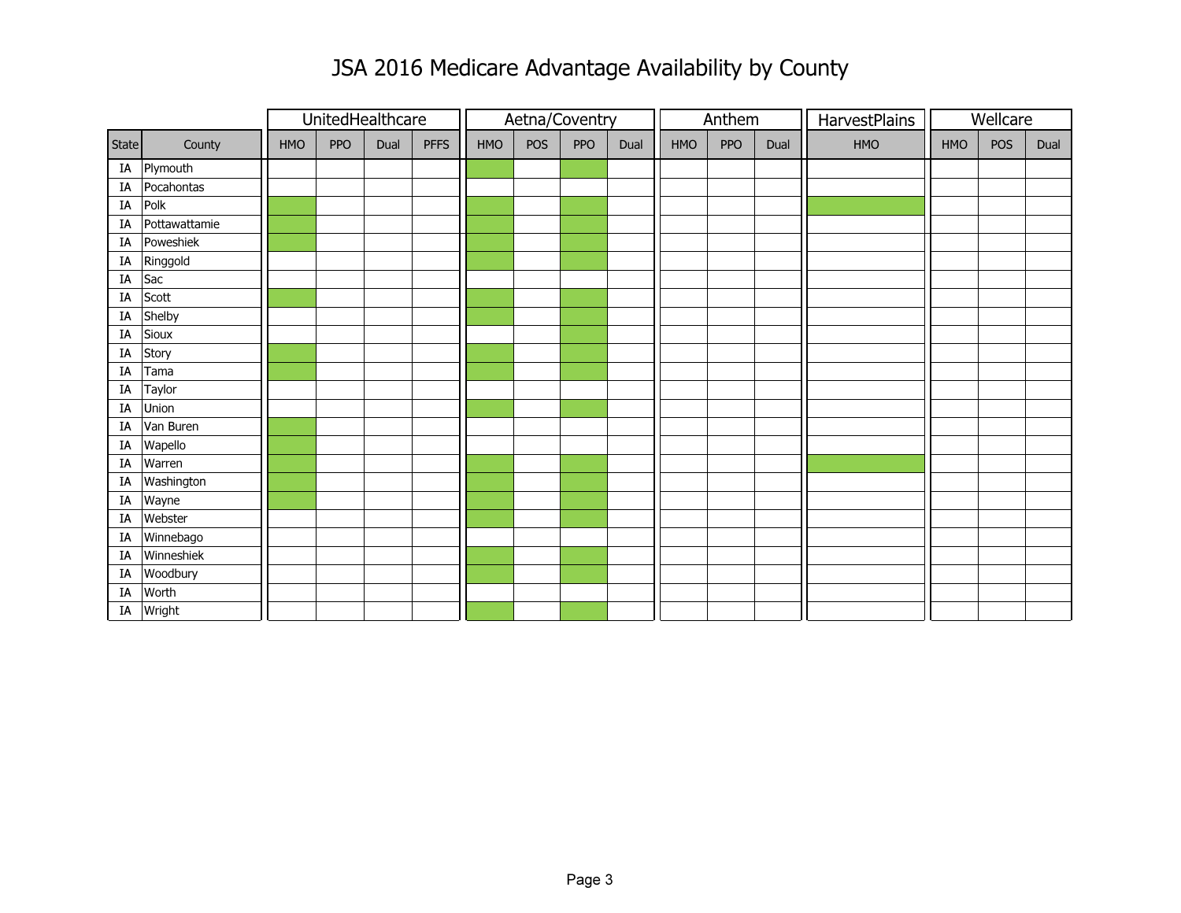# JSA 2016 Medicare Advantage Availability by County

Shaded (green) cells in the original table are marked with X.

| | | UnitedHealthcare | | | | Aetna/Coventry | | | | Anthem | | | HarvestPlains | Wellcare | | |
|---|---|---|---|---|---|---|---|---|---|---|---|---|---|---|---|---|
| State | County | HMO | PPO | Dual | PFFS | HMO | POS | PPO | Dual | HMO | PPO | Dual | HMO | HMO | POS | Dual |
| IA | Plymouth | | | | | X | | X | | | | | | | | |
| IA | Pocahontas | | | | | | | | | | | | | | | |
| IA | Polk | X | | | | X | | X | | | | | X | | | |
| IA | Pottawattamie | X | | | | X | | X | | | | | | | | |
| IA | Poweshiek | X | | | | X | | X | | | | | | | | |
| IA | Ringgold | | | | | X | | X | | | | | | | | |
| IA | Sac | | | | | | | | | | | | | | | |
| IA | Scott | X | | | | X | | X | | | | | | | | |
| IA | Shelby | | | | | X | | X | | | | | | | | |
| IA | Sioux | | | | | | | X | | | | | | | | |
| IA | Story | X | | | | X | | X | | | | | | | | |
| IA | Tama | X | | | | X | | X | | | | | | | | |
| IA | Taylor | | | | | | | | | | | | | | | |
| IA | Union | | | | | X | | X | | | | | | | | |
| IA | Van Buren | X | | | | | | | | | | | | | | |
| IA | Wapello | X | | | | | | | | | | | | | | |
| IA | Warren | X | | | | X | | X | | | | | X | | | |
| IA | Washington | X | | | | X | | X | | | | | | | | |
| IA | Wayne | X | | | | X | | X | | | | | | | | |
| IA | Webster | | | | | X | | X | | | | | | | | |
| IA | Winnebago | | | | | | | | | | | | | | | |
| IA | Winneshiek | | | | | X | | X | | | | | | | | |
| IA | Woodbury | | | | | X | | X | | | | | | | | |
| IA | Worth | | | | | | | | | | | | | | | |
| IA | Wright | | | | | X | | X | | | | | | | | |